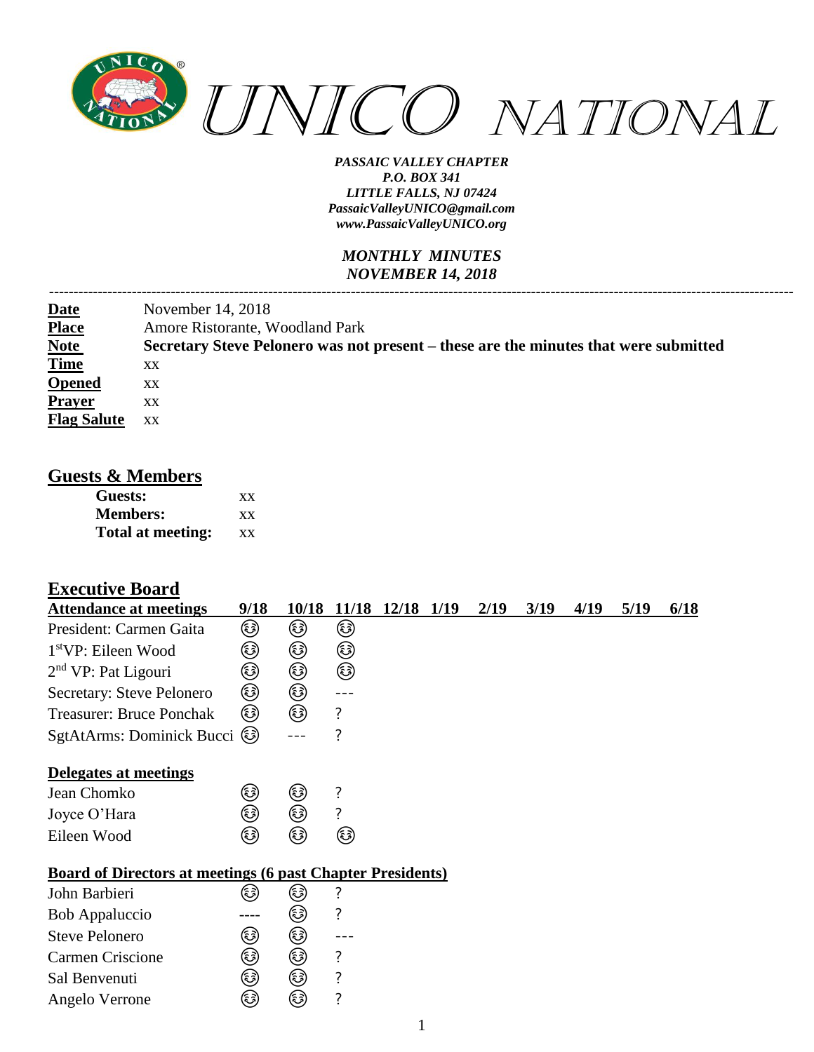# *UNICO NATIONAL*

***PASSAIC VALLEY CHAPTER***
***P.O. BOX 341***
***LITTLE FALLS, NJ 07424***
***PassaicValleyUNICO@gmail.com***
***www.PassaicValleyUNICO.org***

***MONTHLY MINUTES***
***NOVEMBER 14, 2018***

---

| | |
|---|---|
| **Date** | November 14, 2018 |
| **Place** | Amore Ristorante, Woodland Park |
| **Note** | **Secretary Steve Pelonero was not present – these are the minutes that were submitted** |
| **Time** | xx |
| **Opened** | xx |
| **Prayer** | xx |
| **Flag Salute** | xx |

## Guests & Members

| | |
|---|---|
| **Guests:** | xx |
| **Members:** | xx |
| **Total at meeting:** | xx |

## Executive Board

| **Attendance at meetings** | **9/18** | **10/18** | **11/18** | **12/18** | **1/19** | **2/19** | **3/19** | **4/19** | **5/19** | **6/18** |
|---|---|---|---|---|---|---|---|---|---|---|
| President: Carmen Gaita | 😊 | 😊 | 😊 | | | | | | | |
| 1st VP: Eileen Wood | 😊 | 😊 | 😊 | | | | | | | |
| 2nd VP: Pat Ligouri | 😊 | 😊 | 😊 | | | | | | | |
| Secretary: Steve Pelonero | 😊 | 😊 | --- | | | | | | | |
| Treasurer: Bruce Ponchak | 😊 | 😊 | ? | | | | | | | |
| SgtAtArms: Dominick Bucci | 😊 | --- | ? | | | | | | | |
| **Delegates at meetings** | | | | | | | | | | |
| Jean Chomko | 😊 | 😊 | ? | | | | | | | |
| Joyce O'Hara | 😊 | 😊 | ? | | | | | | | |
| Eileen Wood | 😊 | 😊 | 😊 | | | | | | | |
| **Board of Directors at meetings (6 past Chapter Presidents)** | | | | | | | | | | |
| John Barbieri | 😊 | 😊 | ? | | | | | | | |
| Bob Appaluccio | ---- | 😊 | ? | | | | | | | |
| Steve Pelonero | 😊 | 😊 | --- | | | | | | | |
| Carmen Criscione | 😊 | 😊 | ? | | | | | | | |
| Sal Benvenuti | 😊 | 😊 | ? | | | | | | | |
| Angelo Verrone | 😊 | 😊 | ? | | | | | | | |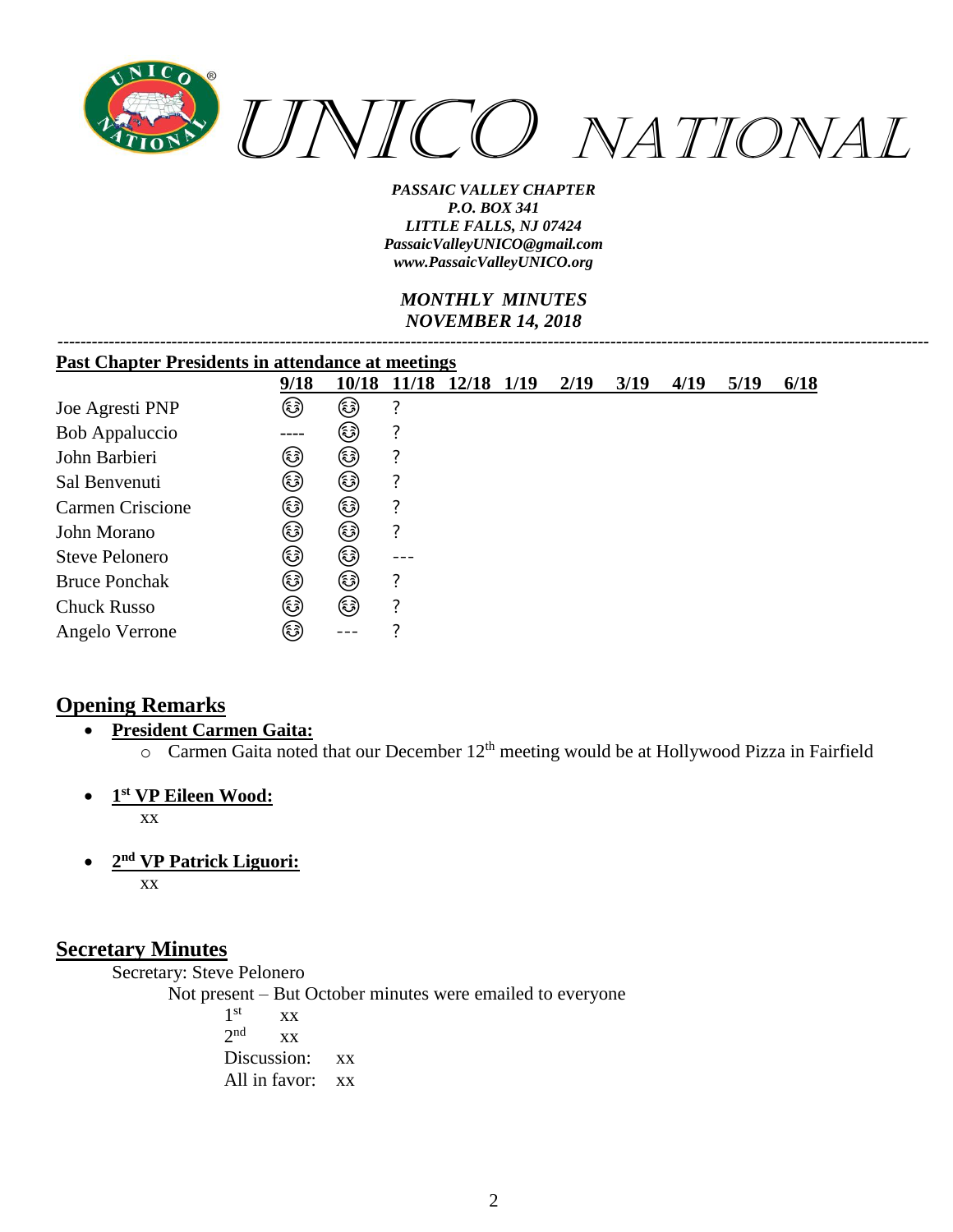*UNICO NATIONAL*

*PASSAIC VALLEY CHAPTER*
*P.O. BOX 341*
*LITTLE FALLS, NJ 07424*
*PassaicValleyUNICO@gmail.com*
*www.PassaicValleyUNICO.org*

*MONTHLY MINUTES*
*NOVEMBER 14, 2018*

---

**Past Chapter Presidents in attendance at meetings**

| | 9/18 | 10/18 | 11/18 | 12/18 | 1/19 | 2/19 | 3/19 | 4/19 | 5/19 | 6/18 |
|---|---|---|---|---|---|---|---|---|---|---|
| Joe Agresti PNP | 😊 | 😊 | ? | | | | | | | |
| Bob Appaluccio | ---- | 😊 | ? | | | | | | | |
| John Barbieri | 😊 | 😊 | ? | | | | | | | |
| Sal Benvenuti | 😊 | 😊 | ? | | | | | | | |
| Carmen Criscione | 😊 | 😊 | ? | | | | | | | |
| John Morano | 😊 | 😊 | ? | | | | | | | |
| Steve Pelonero | 😊 | 😊 | --- | | | | | | | |
| Bruce Ponchak | 😊 | 😊 | ? | | | | | | | |
| Chuck Russo | 😊 | 😊 | ? | | | | | | | |
| Angelo Verrone | 😊 | --- | ? | | | | | | | |

## Opening Remarks

- **President Carmen Gaita:**
  - Carmen Gaita noted that our December 12th meeting would be at Hollywood Pizza in Fairfield

- **1st VP Eileen Wood:**

  xx

- **2nd VP Patrick Liguori:**

  xx

## Secretary Minutes

Secretary: Steve Pelonero

Not present – But October minutes were emailed to everyone

1st xx

2nd xx

Discussion: xx

All in favor: xx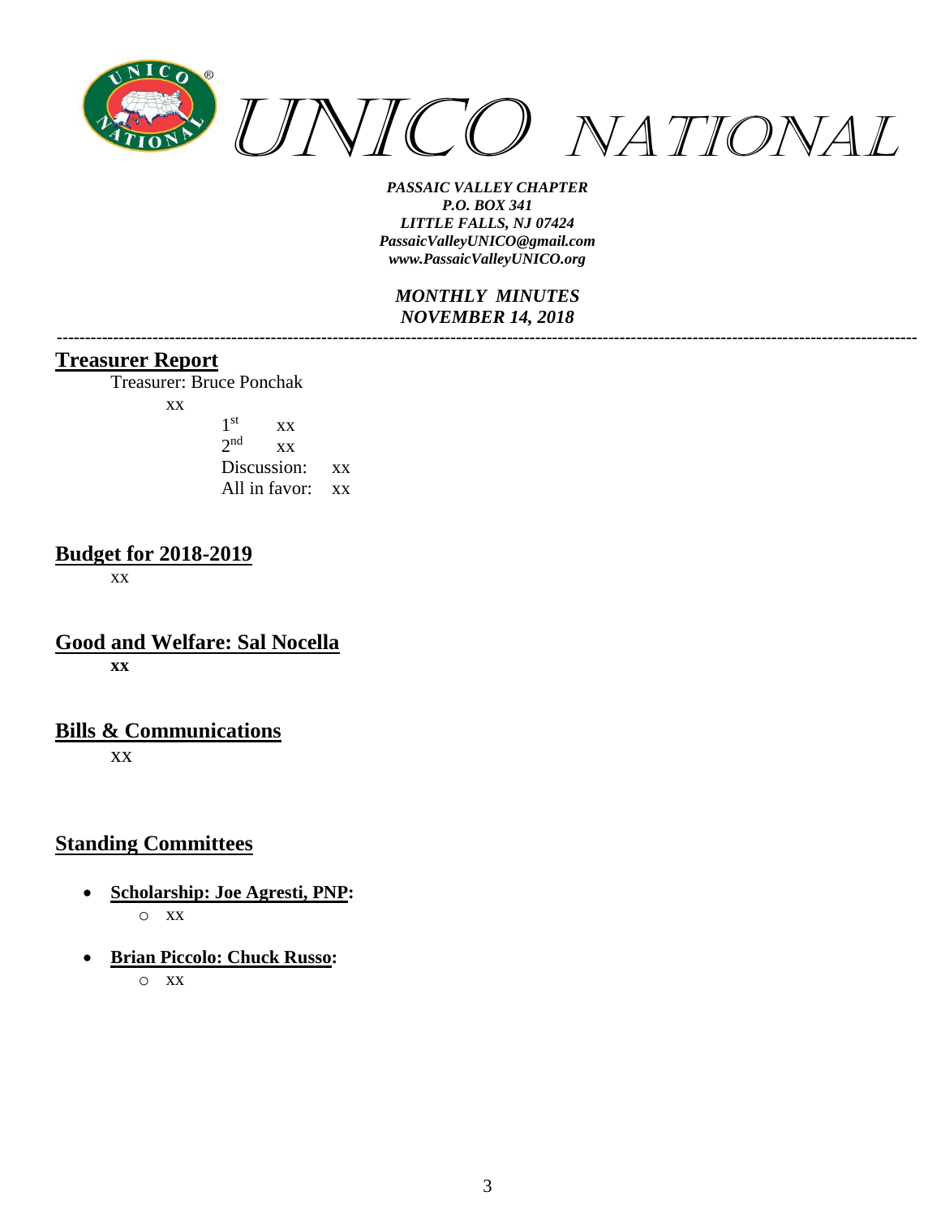# UNICO NATIONAL

***PASSAIC VALLEY CHAPTER***
***P.O. BOX 341***
***LITTLE FALLS, NJ 07424***
***PassaicValleyUNICO@gmail.com***
***www.PassaicValleyUNICO.org***

***MONTHLY MINUTES***
***NOVEMBER 14, 2018***

---

## Treasurer Report

Treasurer: Bruce Ponchak

xx

1st xx
2nd xx
Discussion: xx
All in favor: xx

## Budget for 2018-2019

xx

## Good and Welfare: Sal Nocella

**xx**

## Bills & Communications

xx

## Standing Committees

- **Scholarship: Joe Agresti, PNP:**
  - xx
- **Brian Piccolo: Chuck Russo:**
  - xx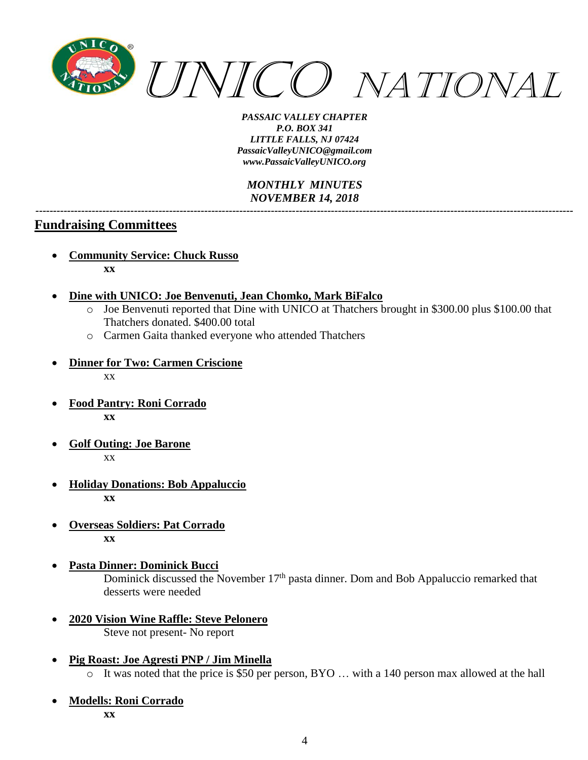*PASSAIC VALLEY CHAPTER*
*P.O. BOX 341*
*LITTLE FALLS, NJ 07424*
*PassaicValleyUNICO@gmail.com*
*www.PassaicValleyUNICO.org*

*MONTHLY MINUTES*
*NOVEMBER 14, 2018*

## Fundraising Committees

- **Community Service: Chuck Russo**

  **XX**

- **Dine with UNICO: Joe Benvenuti, Jean Chomko, Mark BiFalco**
  - Joe Benvenuti reported that Dine with UNICO at Thatchers brought in $300.00 plus $100.00 that Thatchers donated. $400.00 total
  - Carmen Gaita thanked everyone who attended Thatchers

- **Dinner for Two: Carmen Criscione**

  XX

- **Food Pantry: Roni Corrado**

  **XX**

- **Golf Outing: Joe Barone**

  XX

- **Holiday Donations: Bob Appaluccio**

  **XX**

- **Overseas Soldiers: Pat Corrado**

  **XX**

- **Pasta Dinner: Dominick Bucci**

  Dominick discussed the November 17th pasta dinner. Dom and Bob Appaluccio remarked that desserts were needed

- **2020 Vision Wine Raffle: Steve Pelonero**

  Steve not present- No report

- **Pig Roast: Joe Agresti PNP / Jim Minella**
  - It was noted that the price is $50 per person, BYO … with a 140 person max allowed at the hall

- **Modells: Roni Corrado**

  **XX**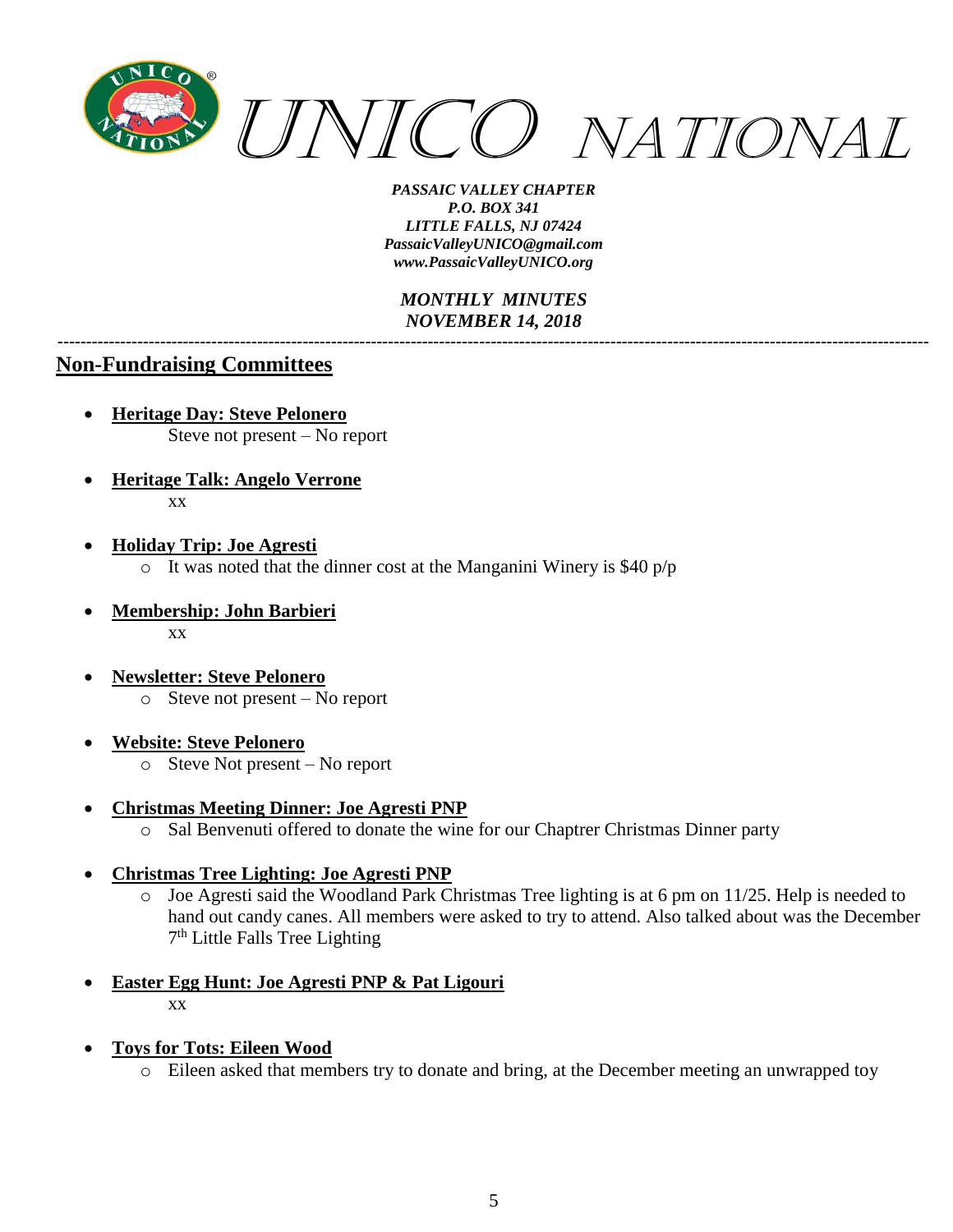# UNICO NATIONAL

*PASSAIC VALLEY CHAPTER*
*P.O. BOX 341*
*LITTLE FALLS, NJ 07424*
*PassaicValleyUNICO@gmail.com*
*www.PassaicValleyUNICO.org*

*MONTHLY MINUTES*
*NOVEMBER 14, 2018*

---

## Non-Fundraising Committees

- **Heritage Day: Steve Pelonero**
  Steve not present – No report
- **Heritage Talk: Angelo Verrone**
  xx
- **Holiday Trip: Joe Agresti**
  - It was noted that the dinner cost at the Manganini Winery is $40 p/p
- **Membership: John Barbieri**
  xx
- **Newsletter: Steve Pelonero**
  - Steve not present – No report
- **Website: Steve Pelonero**
  - Steve Not present – No report
- **Christmas Meeting Dinner: Joe Agresti PNP**
  - Sal Benvenuti offered to donate the wine for our Chaptrer Christmas Dinner party
- **Christmas Tree Lighting: Joe Agresti PNP**
  - Joe Agresti said the Woodland Park Christmas Tree lighting is at 6 pm on 11/25. Help is needed to hand out candy canes. All members were asked to try to attend. Also talked about was the December 7th Little Falls Tree Lighting
- **Easter Egg Hunt: Joe Agresti PNP & Pat Ligouri**
  xx
- **Toys for Tots: Eileen Wood**
  - Eileen asked that members try to donate and bring, at the December meeting an unwrapped toy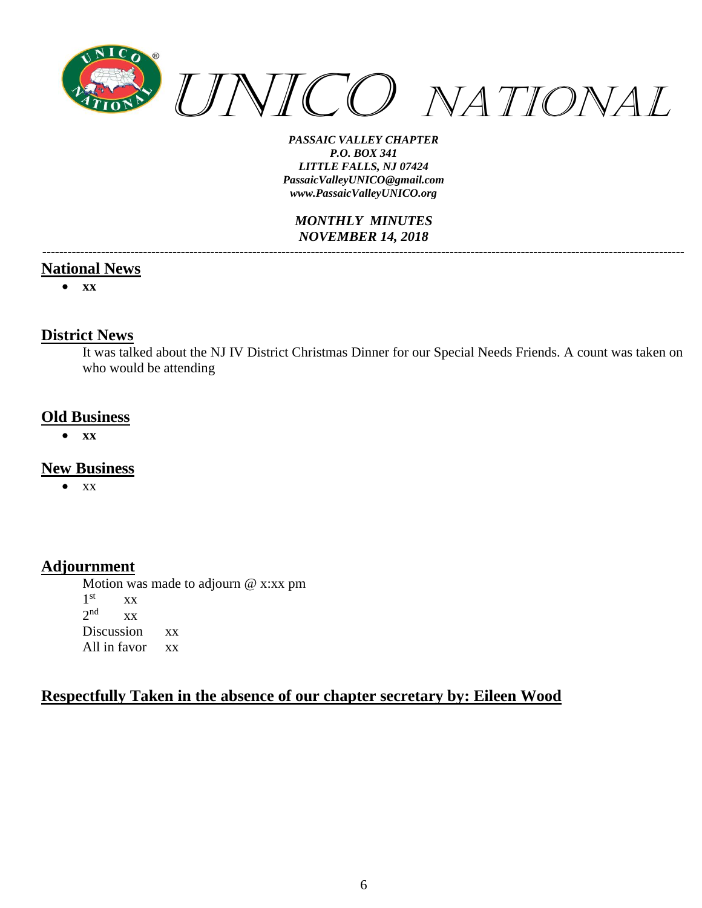# *UNICO NATIONAL*

***PASSAIC VALLEY CHAPTER***
***P.O. BOX 341***
***LITTLE FALLS, NJ 07424***
***PassaicValleyUNICO@gmail.com***
***www.PassaicValleyUNICO.org***

***MONTHLY MINUTES***
***NOVEMBER 14, 2018***

---

## National News

- **xx**

## District News

It was talked about the NJ IV District Christmas Dinner for our Special Needs Friends. A count was taken on who would be attending

## Old Business

- **xx**

## New Business

- xx

## Adjournment

Motion was made to adjourn @ x:xx pm

1st xx

2nd xx

Discussion xx

All in favor xx

## Respectfully Taken in the absence of our chapter secretary by: Eileen Wood